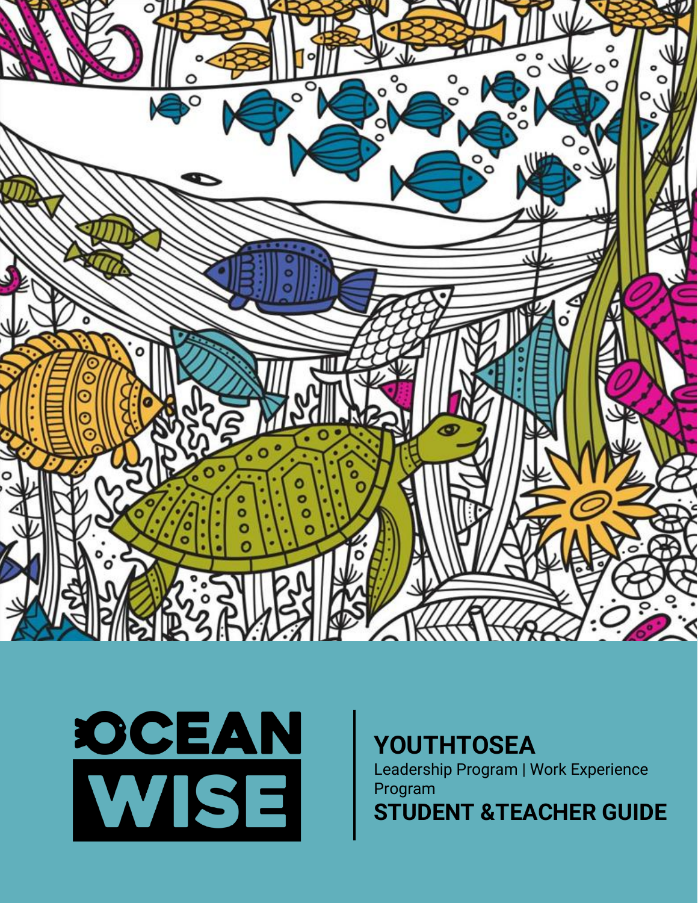OCEAN WISE

# YOUTHTOSEA

Leadership Program | Work Experience Program

## STUDENT &TEACHER GUIDE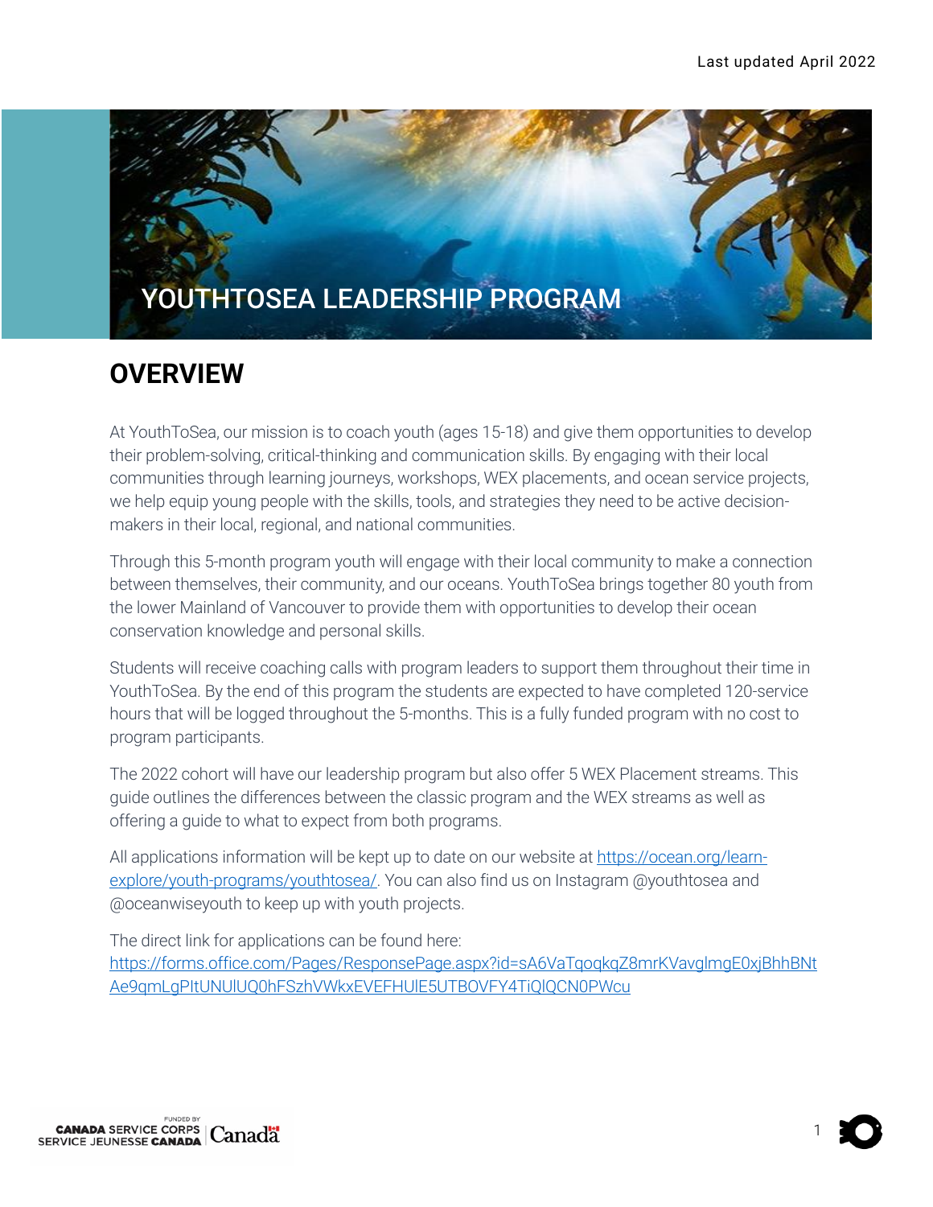Last updated April 2022

# YOUTHTOSEA LEADERSHIP PROGRAM

## OVERVIEW

At YouthToSea, our mission is to coach youth (ages 15-18) and give them opportunities to develop their problem-solving, critical-thinking and communication skills. By engaging with their local communities through learning journeys, workshops, WEX placements, and ocean service projects, we help equip young people with the skills, tools, and strategies they need to be active decision-makers in their local, regional, and national communities.

Through this 5-month program youth will engage with their local community to make a connection between themselves, their community, and our oceans. YouthToSea brings together 80 youth from the lower Mainland of Vancouver to provide them with opportunities to develop their ocean conservation knowledge and personal skills.

Students will receive coaching calls with program leaders to support them throughout their time in YouthToSea. By the end of this program the students are expected to have completed 120-service hours that will be logged throughout the 5-months. This is a fully funded program with no cost to program participants.

The 2022 cohort will have our leadership program but also offer 5 WEX Placement streams. This guide outlines the differences between the classic program and the WEX streams as well as offering a guide to what to expect from both programs.

All applications information will be kept up to date on our website at https://ocean.org/learn-explore/youth-programs/youthtosea/. You can also find us on Instagram @youthtosea and @oceanwiseyouth to keep up with youth projects.

The direct link for applications can be found here:
https://forms.office.com/Pages/ResponsePage.aspx?id=sA6VaTqoqkqZ8mrKVavglmgE0xjBhhBNtAe9qmLgPItUNUlUQ0hFSzhVWkxEVEFHUlE5UTBOVFY4TiQlQCN0PWcu

FUNDED BY CANADA SERVICE CORPS SERVICE JEUNESSE CANADA | Canada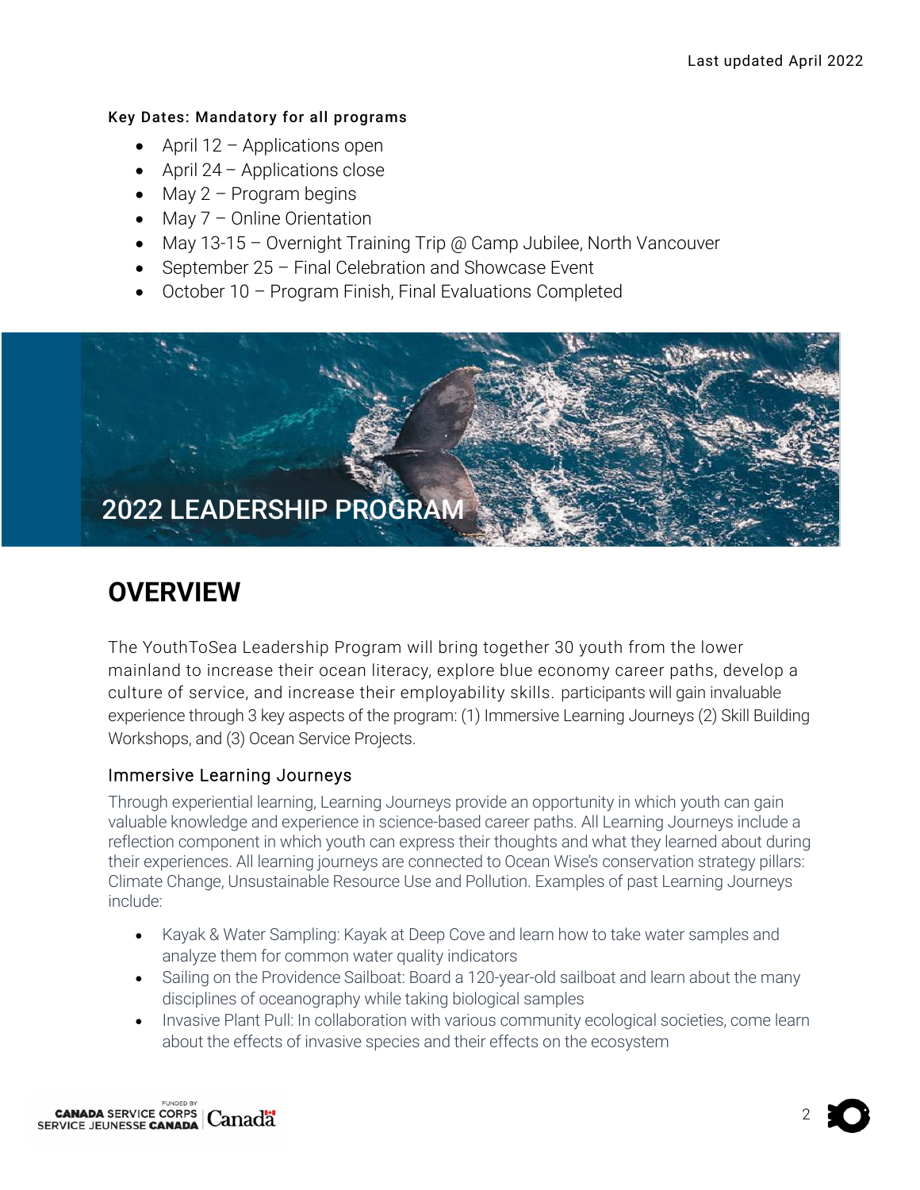Last updated April 2022

**Key Dates: Mandatory for all programs**

- April 12 – Applications open
- April 24 – Applications close
- May 2 – Program begins
- May 7 – Online Orientation
- May 13-15 – Overnight Training Trip @ Camp Jubilee, North Vancouver
- September 25 – Final Celebration and Showcase Event
- October 10 – Program Finish, Final Evaluations Completed

2022 LEADERSHIP PROGRAM

# OVERVIEW

The YouthToSea Leadership Program will bring together 30 youth from the lower mainland to increase their ocean literacy, explore blue economy career paths, develop a culture of service, and increase their employability skills. participants will gain invaluable experience through 3 key aspects of the program: (1) Immersive Learning Journeys (2) Skill Building Workshops, and (3) Ocean Service Projects.

## Immersive Learning Journeys

Through experiential learning, Learning Journeys provide an opportunity in which youth can gain valuable knowledge and experience in science-based career paths. All Learning Journeys include a reflection component in which youth can express their thoughts and what they learned about during their experiences. All learning journeys are connected to Ocean Wise's conservation strategy pillars: Climate Change, Unsustainable Resource Use and Pollution. Examples of past Learning Journeys include:

- Kayak & Water Sampling: Kayak at Deep Cove and learn how to take water samples and analyze them for common water quality indicators
- Sailing on the Providence Sailboat: Board a 120-year-old sailboat and learn about the many disciplines of oceanography while taking biological samples
- Invasive Plant Pull: In collaboration with various community ecological societies, come learn about the effects of invasive species and their effects on the ecosystem

FUNDED BY CANADA SERVICE CORPS SERVICE JEUNESSE CANADA Canada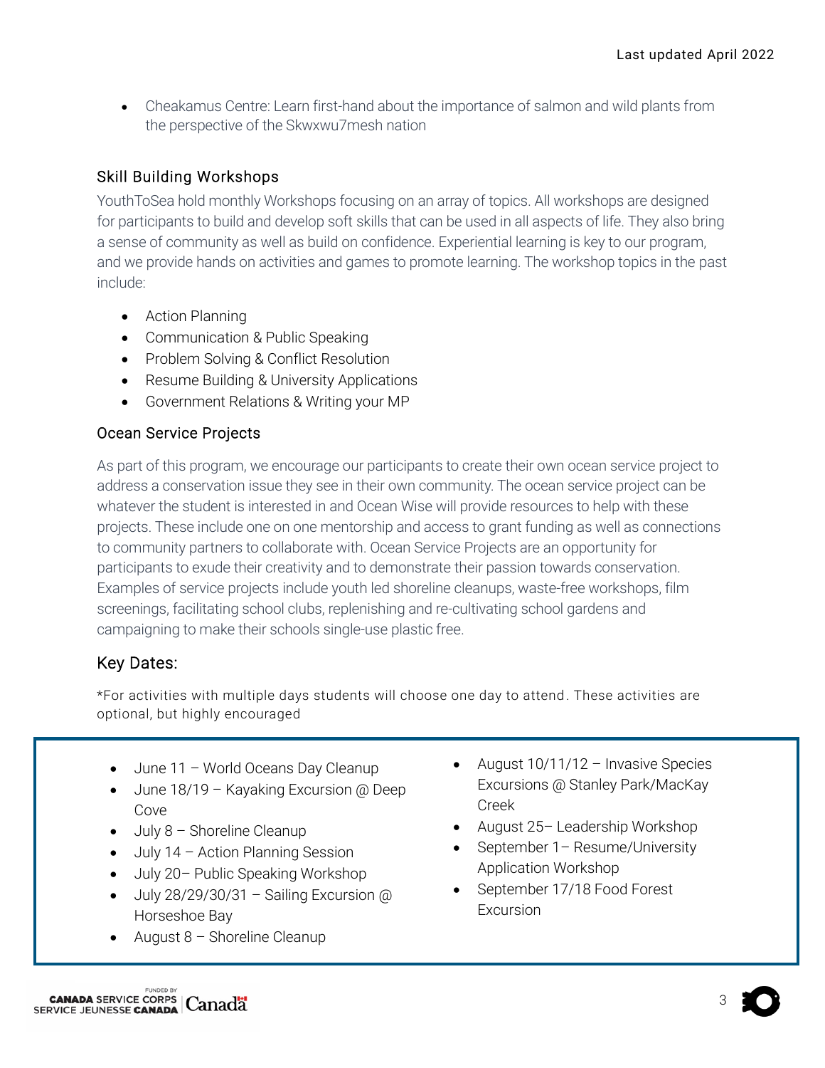- Cheakamus Centre: Learn first-hand about the importance of salmon and wild plants from the perspective of the Skwxwu7mesh nation

### Skill Building Workshops

YouthToSea hold monthly Workshops focusing on an array of topics. All workshops are designed for participants to build and develop soft skills that can be used in all aspects of life. They also bring a sense of community as well as build on confidence. Experiential learning is key to our program, and we provide hands on activities and games to promote learning. The workshop topics in the past include:

- Action Planning
- Communication & Public Speaking
- Problem Solving & Conflict Resolution
- Resume Building & University Applications
- Government Relations & Writing your MP

### Ocean Service Projects

As part of this program, we encourage our participants to create their own ocean service project to address a conservation issue they see in their own community. The ocean service project can be whatever the student is interested in and Ocean Wise will provide resources to help with these projects. These include one on one mentorship and access to grant funding as well as connections to community partners to collaborate with. Ocean Service Projects are an opportunity for participants to exude their creativity and to demonstrate their passion towards conservation. Examples of service projects include youth led shoreline cleanups, waste-free workshops, film screenings, facilitating school clubs, replenishing and re-cultivating school gardens and campaigning to make their schools single-use plastic free.

## Key Dates:

*For activities with multiple days students will choose one day to attend. These activities are optional, but highly encouraged

- June 11 – World Oceans Day Cleanup
- June 18/19 – Kayaking Excursion @ Deep Cove
- July 8 – Shoreline Cleanup
- July 14 – Action Planning Session
- July 20– Public Speaking Workshop
- July 28/29/30/31 – Sailing Excursion @ Horseshoe Bay
- August 8 – Shoreline Cleanup
- August 10/11/12 – Invasive Species Excursions @ Stanley Park/MacKay Creek
- August 25– Leadership Workshop
- September 1– Resume/University Application Workshop
- September 17/18 Food Forest Excursion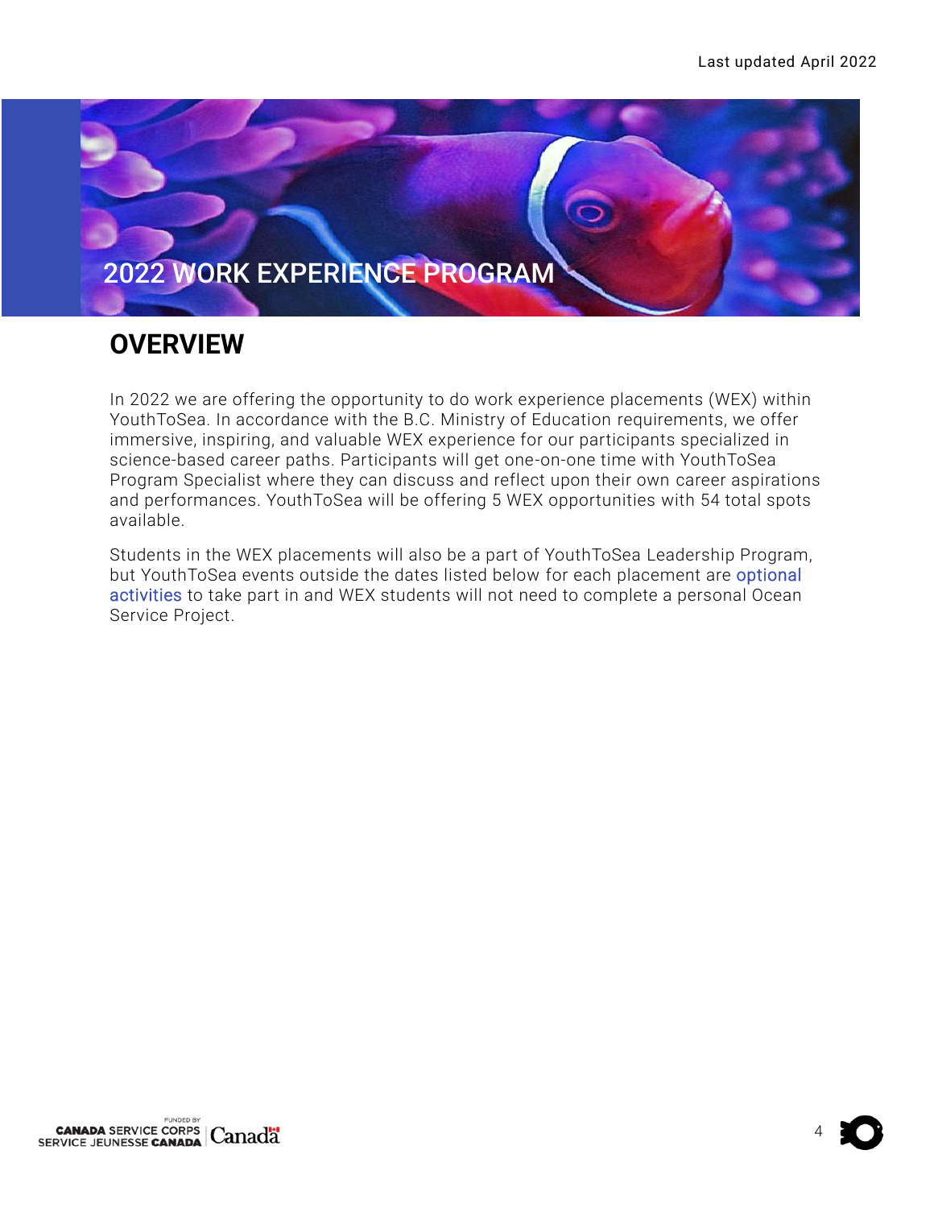# 2022 WORK EXPERIENCE PROGRAM

## OVERVIEW

In 2022 we are offering the opportunity to do work experience placements (WEX) within YouthToSea. In accordance with the B.C. Ministry of Education requirements, we offer immersive, inspiring, and valuable WEX experience for our participants specialized in science-based career paths. Participants will get one-on-one time with YouthToSea Program Specialist where they can discuss and reflect upon their own career aspirations and performances. YouthToSea will be offering 5 WEX opportunities with 54 total spots available.

Students in the WEX placements will also be a part of YouthToSea Leadership Program, but YouthToSea events outside the dates listed below for each placement are optional activities to take part in and WEX students will not need to complete a personal Ocean Service Project.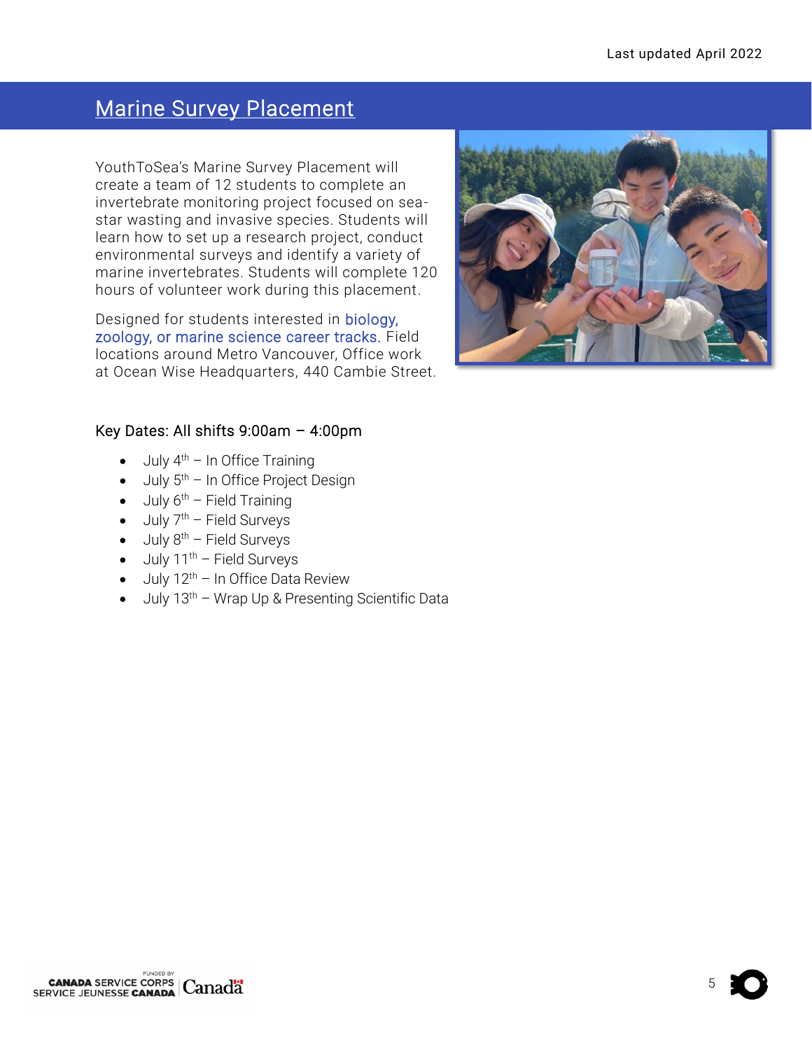## Marine Survey Placement

YouthToSea's Marine Survey Placement will create a team of 12 students to complete an invertebrate monitoring project focused on sea-star wasting and invasive species. Students will learn how to set up a research project, conduct environmental surveys and identify a variety of marine invertebrates. Students will complete 120 hours of volunteer work during this placement.

Designed for students interested in biology, zoology, or marine science career tracks. Field locations around Metro Vancouver, Office work at Ocean Wise Headquarters, 440 Cambie Street.

### Key Dates: All shifts 9:00am – 4:00pm

- July 4th – In Office Training
- July 5th – In Office Project Design
- July 6th – Field Training
- July 7th – Field Surveys
- July 8th – Field Surveys
- July 11th – Field Surveys
- July 12th – In Office Data Review
- July 13th – Wrap Up & Presenting Scientific Data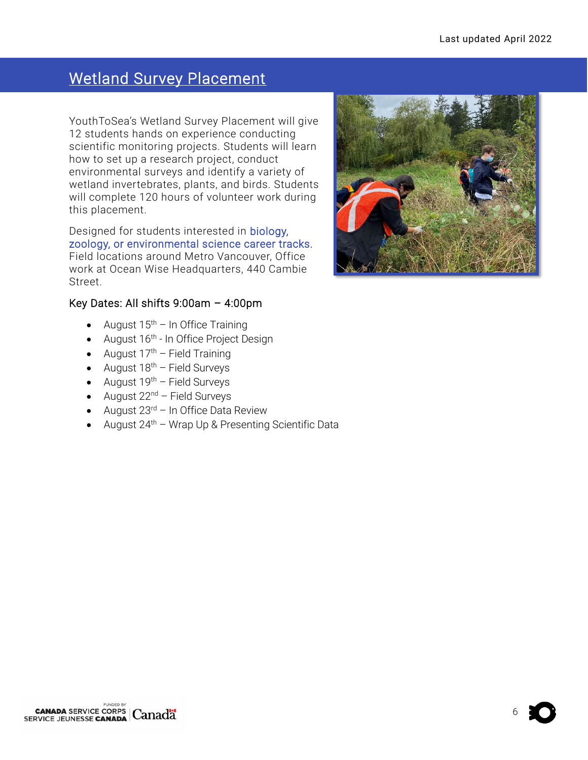## Wetland Survey Placement

YouthToSea's Wetland Survey Placement will give 12 students hands on experience conducting scientific monitoring projects. Students will learn how to set up a research project, conduct environmental surveys and identify a variety of wetland invertebrates, plants, and birds. Students will complete 120 hours of volunteer work during this placement.

Designed for students interested in biology, zoology, or environmental science career tracks. Field locations around Metro Vancouver, Office work at Ocean Wise Headquarters, 440 Cambie Street.

Key Dates: All shifts 9:00am – 4:00pm

- August 15th – In Office Training
- August 16th - In Office Project Design
- August 17th – Field Training
- August 18th – Field Surveys
- August 19th – Field Surveys
- August 22nd – Field Surveys
- August 23rd – In Office Data Review
- August 24th – Wrap Up & Presenting Scientific Data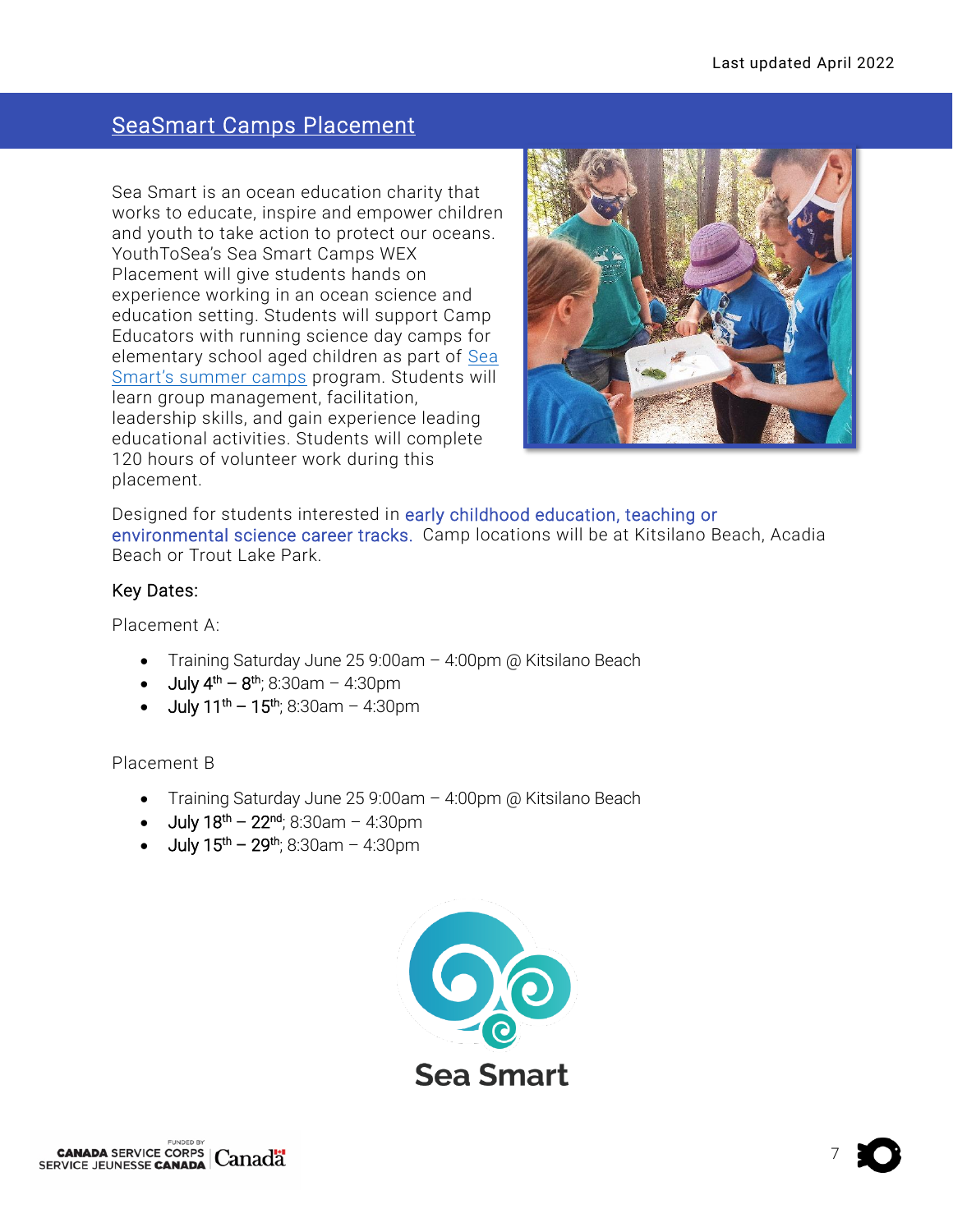## SeaSmart Camps Placement

Sea Smart is an ocean education charity that works to educate, inspire and empower children and youth to take action to protect our oceans. YouthToSea's Sea Smart Camps WEX Placement will give students hands on experience working in an ocean science and education setting. Students will support Camp Educators with running science day camps for elementary school aged children as part of Sea Smart's summer camps program. Students will learn group management, facilitation, leadership skills, and gain experience leading educational activities. Students will complete 120 hours of volunteer work during this placement.

Designed for students interested in early childhood education, teaching or environmental science career tracks. Camp locations will be at Kitsilano Beach, Acadia Beach or Trout Lake Park.

### Key Dates:

Placement A:

- Training Saturday June 25 9:00am – 4:00pm @ Kitsilano Beach
- July 4th – 8th; 8:30am – 4:30pm
- July 11th – 15th; 8:30am – 4:30pm

Placement B

- Training Saturday June 25 9:00am – 4:00pm @ Kitsilano Beach
- July 18th – 22nd; 8:30am – 4:30pm
- July 15th – 29th; 8:30am – 4:30pm

Sea Smart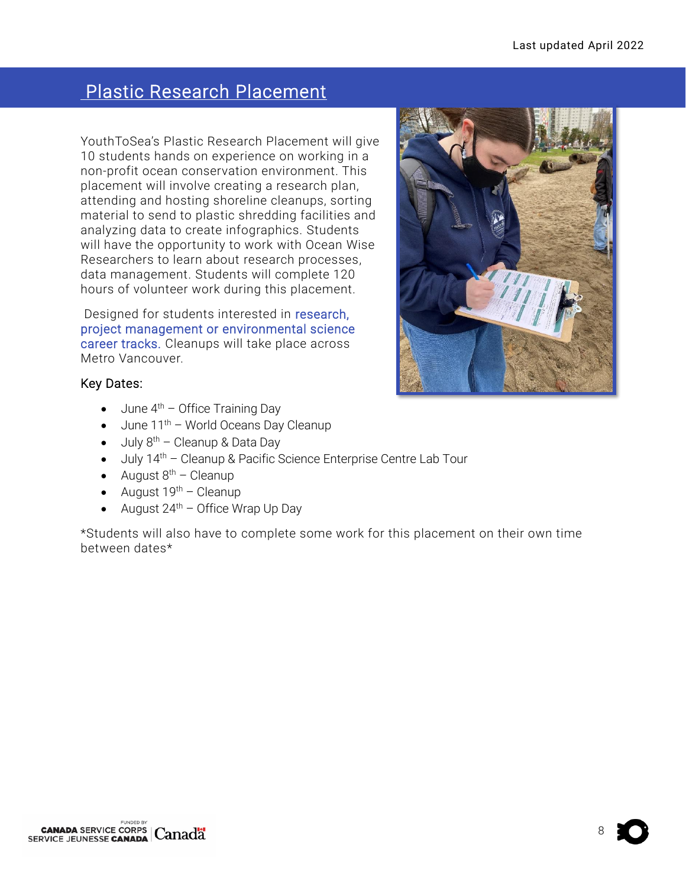## Plastic Research Placement

YouthToSea's Plastic Research Placement will give 10 students hands on experience on working in a non-profit ocean conservation environment. This placement will involve creating a research plan, attending and hosting shoreline cleanups, sorting material to send to plastic shredding facilities and analyzing data to create infographics. Students will have the opportunity to work with Ocean Wise Researchers to learn about research processes, data management. Students will complete 120 hours of volunteer work during this placement.

Designed for students interested in research, project management or environmental science career tracks. Cleanups will take place across Metro Vancouver.

Key Dates:

- June 4th – Office Training Day
- June 11th – World Oceans Day Cleanup
- July 8th – Cleanup & Data Day
- July 14th – Cleanup & Pacific Science Enterprise Centre Lab Tour
- August 8th – Cleanup
- August 19th – Cleanup
- August 24th – Office Wrap Up Day

*Students will also have to complete some work for this placement on their own time between dates*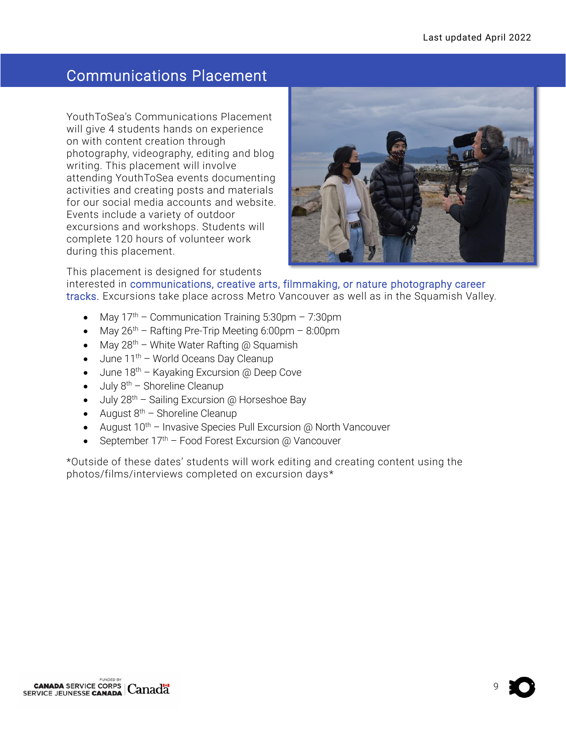## Communications Placement

YouthToSea's Communications Placement will give 4 students hands on experience on with content creation through photography, videography, editing and blog writing. This placement will involve attending YouthToSea events documenting activities and creating posts and materials for our social media accounts and website. Events include a variety of outdoor excursions and workshops. Students will complete 120 hours of volunteer work during this placement.

This placement is designed for students interested in communications, creative arts, filmmaking, or nature photography career tracks. Excursions take place across Metro Vancouver as well as in the Squamish Valley.

- May 17th – Communication Training 5:30pm – 7:30pm
- May 26th – Rafting Pre-Trip Meeting 6:00pm – 8:00pm
- May 28th – White Water Rafting @ Squamish
- June 11th – World Oceans Day Cleanup
- June 18th – Kayaking Excursion @ Deep Cove
- July 8th – Shoreline Cleanup
- July 28th – Sailing Excursion @ Horseshoe Bay
- August 8th – Shoreline Cleanup
- August 10th – Invasive Species Pull Excursion @ North Vancouver
- September 17th – Food Forest Excursion @ Vancouver

*Outside of these dates' students will work editing and creating content using the photos/films/interviews completed on excursion days*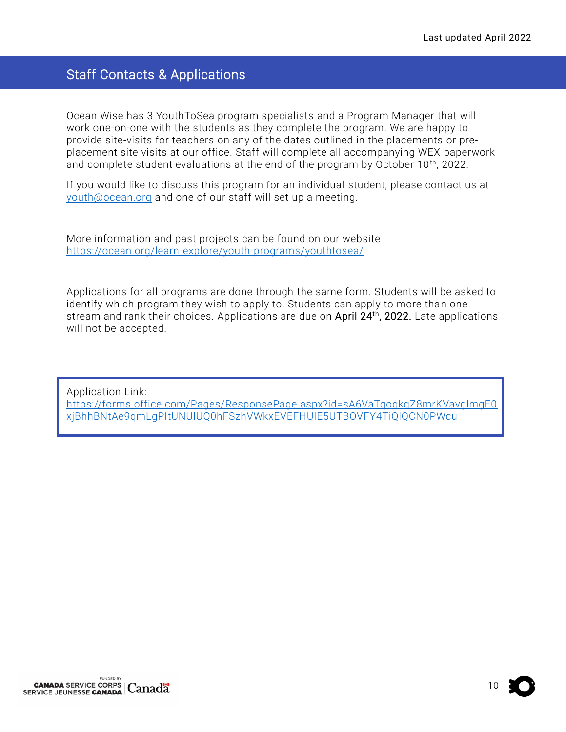## Staff Contacts & Applications

Ocean Wise has 3 YouthToSea program specialists and a Program Manager that will work one-on-one with the students as they complete the program. We are happy to provide site-visits for teachers on any of the dates outlined in the placements or pre-placement site visits at our office. Staff will complete all accompanying WEX paperwork and complete student evaluations at the end of the program by October 10th, 2022.

If you would like to discuss this program for an individual student, please contact us at youth@ocean.org and one of our staff will set up a meeting.

More information and past projects can be found on our website https://ocean.org/learn-explore/youth-programs/youthtosea/

Applications for all programs are done through the same form. Students will be asked to identify which program they wish to apply to. Students can apply to more than one stream and rank their choices. Applications are due on **April 24th, 2022.** Late applications will not be accepted.

Application Link:
https://forms.office.com/Pages/ResponsePage.aspx?id=sA6VaTqoqkqZ8mrKVavglmgE0xjBhhBNtAe9qmLgPItUNUlUQ0hFSzhVWkxEVEFHUlE5UTBOVFY4TiQlQCN0PWcu